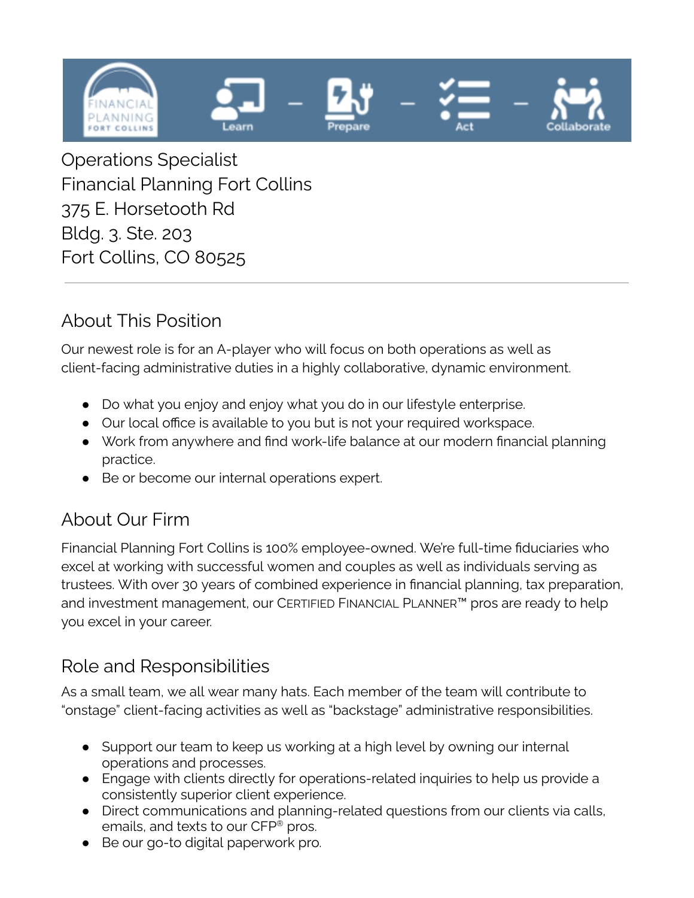Operations Specialist
Financial Planning Fort Collins
375 E. Horsetooth Rd
Bldg. 3. Ste. 203
Fort Collins, CO 80525

---

## About This Position

Our newest role is for an A-player who will focus on both operations as well as client-facing administrative duties in a highly collaborative, dynamic environment.

- Do what you enjoy and enjoy what you do in our lifestyle enterprise.
- Our local office is available to you but is not your required workspace.
- Work from anywhere and find work-life balance at our modern financial planning practice.
- Be or become our internal operations expert.

## About Our Firm

Financial Planning Fort Collins is 100% employee-owned. We're full-time fiduciaries who excel at working with successful women and couples as well as individuals serving as trustees. With over 30 years of combined experience in financial planning, tax preparation, and investment management, our CERTIFIED FINANCIAL PLANNER™ pros are ready to help you excel in your career.

## Role and Responsibilities

As a small team, we all wear many hats. Each member of the team will contribute to "onstage" client-facing activities as well as "backstage" administrative responsibilities.

- Support our team to keep us working at a high level by owning our internal operations and processes.
- Engage with clients directly for operations-related inquiries to help us provide a consistently superior client experience.
- Direct communications and planning-related questions from our clients via calls, emails, and texts to our CFP® pros.
- Be our go-to digital paperwork pro.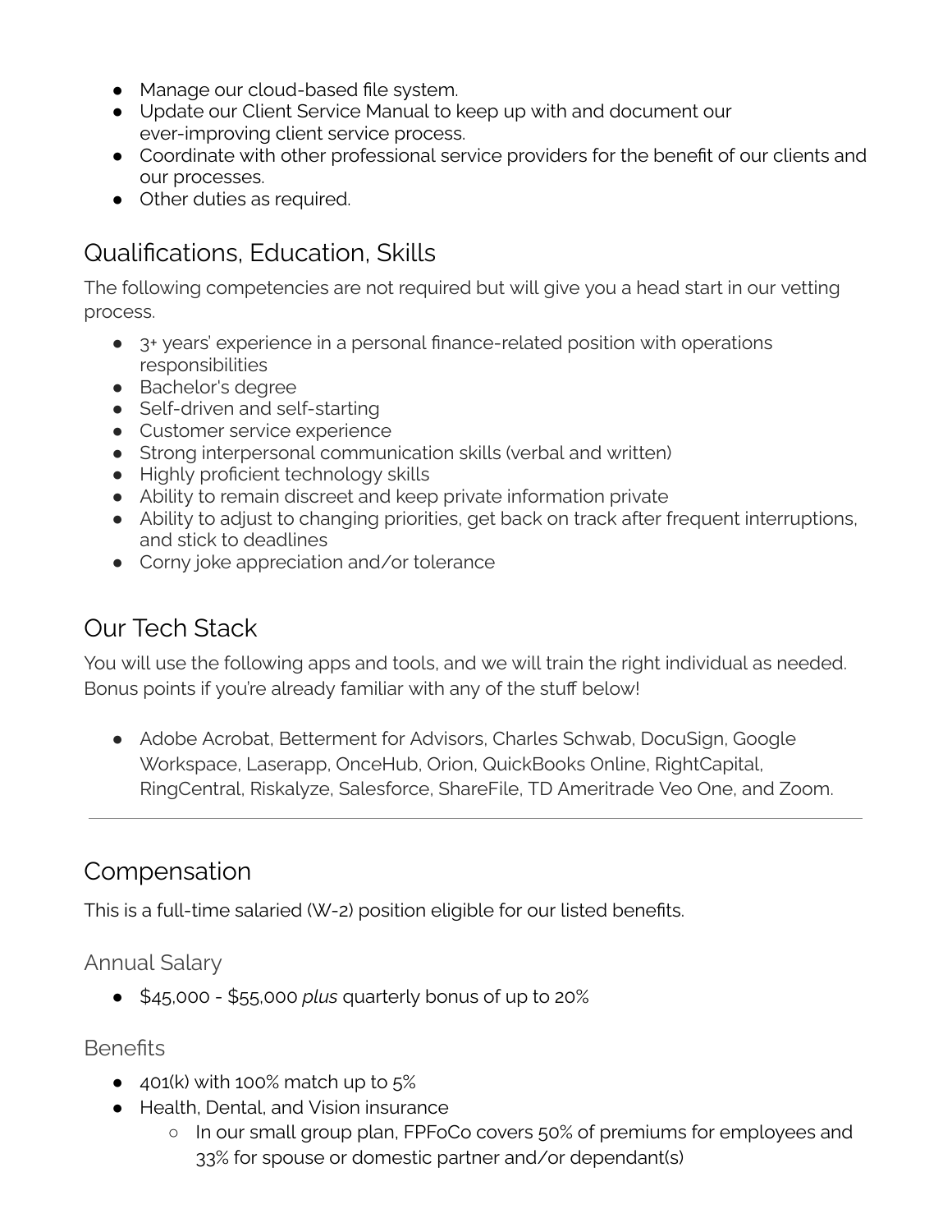- Manage our cloud-based file system.
- Update our Client Service Manual to keep up with and document our ever-improving client service process.
- Coordinate with other professional service providers for the benefit of our clients and our processes.
- Other duties as required.

## Qualifications, Education, Skills

The following competencies are not required but will give you a head start in our vetting process.

- 3+ years' experience in a personal finance-related position with operations responsibilities
- Bachelor's degree
- Self-driven and self-starting
- Customer service experience
- Strong interpersonal communication skills (verbal and written)
- Highly proficient technology skills
- Ability to remain discreet and keep private information private
- Ability to adjust to changing priorities, get back on track after frequent interruptions, and stick to deadlines
- Corny joke appreciation and/or tolerance

## Our Tech Stack

You will use the following apps and tools, and we will train the right individual as needed. Bonus points if you're already familiar with any of the stuff below!

- Adobe Acrobat, Betterment for Advisors, Charles Schwab, DocuSign, Google Workspace, Laserapp, OnceHub, Orion, QuickBooks Online, RightCapital, RingCentral, Riskalyze, Salesforce, ShareFile, TD Ameritrade Veo One, and Zoom.

---

## Compensation

This is a full-time salaried (W-2) position eligible for our listed benefits.

### Annual Salary

- $45,000 - $55,000 *plus* quarterly bonus of up to 20%

### Benefits

- 401(k) with 100% match up to 5%
- Health, Dental, and Vision insurance
  - In our small group plan, FPFoCo covers 50% of premiums for employees and 33% for spouse or domestic partner and/or dependant(s)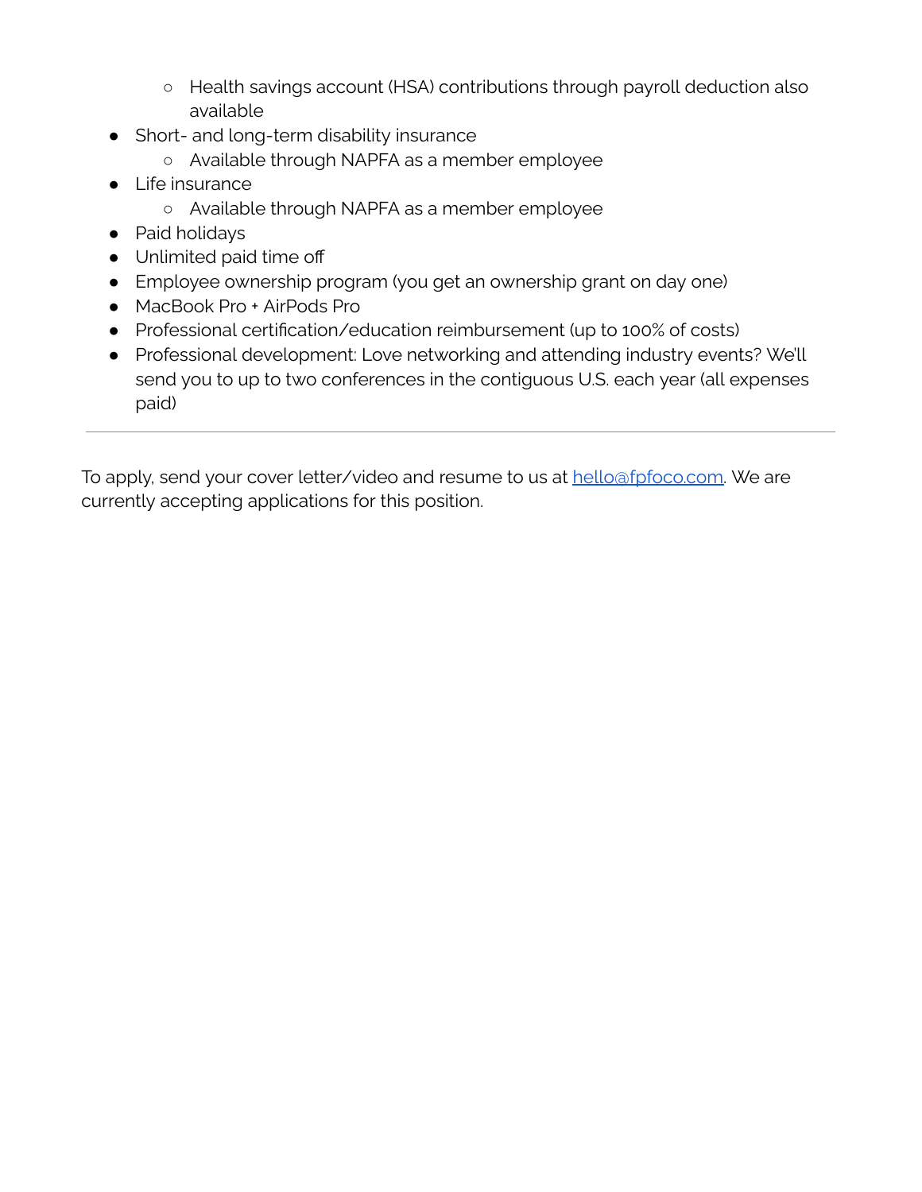- Health savings account (HSA) contributions through payroll deduction also available
- Short- and long-term disability insurance
    - Available through NAPFA as a member employee
- Life insurance
    - Available through NAPFA as a member employee
- Paid holidays
- Unlimited paid time off
- Employee ownership program (you get an ownership grant on day one)
- MacBook Pro + AirPods Pro
- Professional certification/education reimbursement (up to 100% of costs)
- Professional development: Love networking and attending industry events? We'll send you to up to two conferences in the contiguous U.S. each year (all expenses paid)

---

To apply, send your cover letter/video and resume to us at [hello@fpfoco.com](mailto:hello@fpfoco.com). We are currently accepting applications for this position.